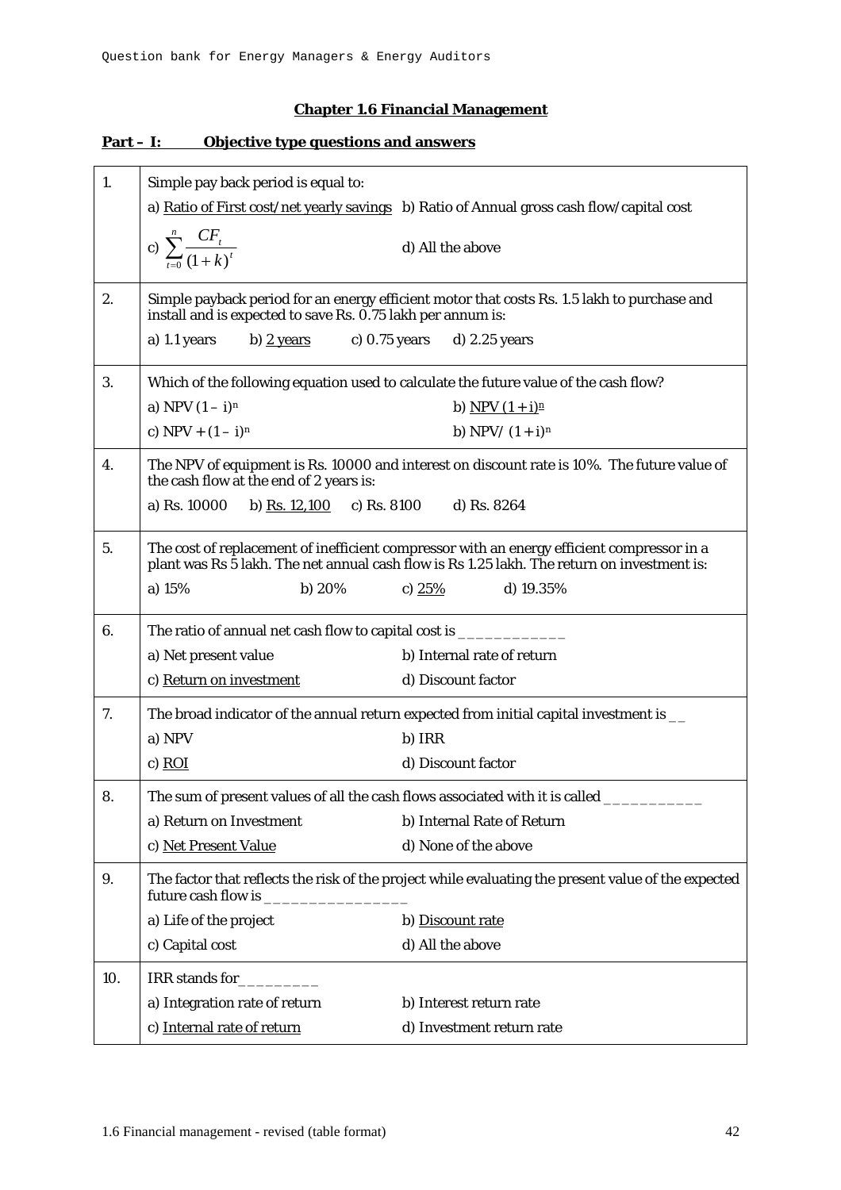## Chapter 1.6 Financial Management

**Part – I: Objective type questions and answers**

| | |
|---|---|
| 1. | Simple pay back period is equal to:<br>a) Ratio of First cost/net yearly savings b) Ratio of Annual gross cash flow/capital cost<br>c) $\sum_{t=0}^{n} \frac{CF_t}{(1+k)^t}$ d) All the above |
| 2. | Simple payback period for an energy efficient motor that costs Rs. 1.5 lakh to purchase and install and is expected to save Rs. 0.75 lakh per annum is:<br>a) 1.1 years b) 2 years c) 0.75 years d) 2.25 years |
| 3. | Which of the following equation used to calculate the future value of the cash flow?<br>a) NPV $(1 – i)^n$ b) NPV $(1 + i)^n$<br>c) NPV + $(1 – i)^n$ b) NPV/ $(1 + i)^n$ |
| 4. | The NPV of equipment is Rs. 10000 and interest on discount rate is 10%. The future value of the cash flow at the end of 2 years is:<br>a) Rs. 10000 b) Rs. 12,100 c) Rs. 8100 d) Rs. 8264 |
| 5. | The cost of replacement of inefficient compressor with an energy efficient compressor in a plant was Rs 5 lakh. The net annual cash flow is Rs 1.25 lakh. The return on investment is:<br>a) 15% b) 20% c) 25% d) 19.35% |
| 6. | The ratio of annual net cash flow to capital cost is ____________<br>a) Net present value b) Internal rate of return<br>c) Return on investment d) Discount factor |
| 7. | The broad indicator of the annual return expected from initial capital investment is __<br>a) NPV b) IRR<br>c) ROI d) Discount factor |
| 8. | The sum of present values of all the cash flows associated with it is called ___________<br>a) Return on Investment b) Internal Rate of Return<br>c) Net Present Value d) None of the above |
| 9. | The factor that reflects the risk of the project while evaluating the present value of the expected future cash flow is ________________<br>a) Life of the project b) Discount rate<br>c) Capital cost d) All the above |
| 10. | IRR stands for_________<br>a) Integration rate of return b) Interest return rate<br>c) Internal rate of return d) Investment return rate |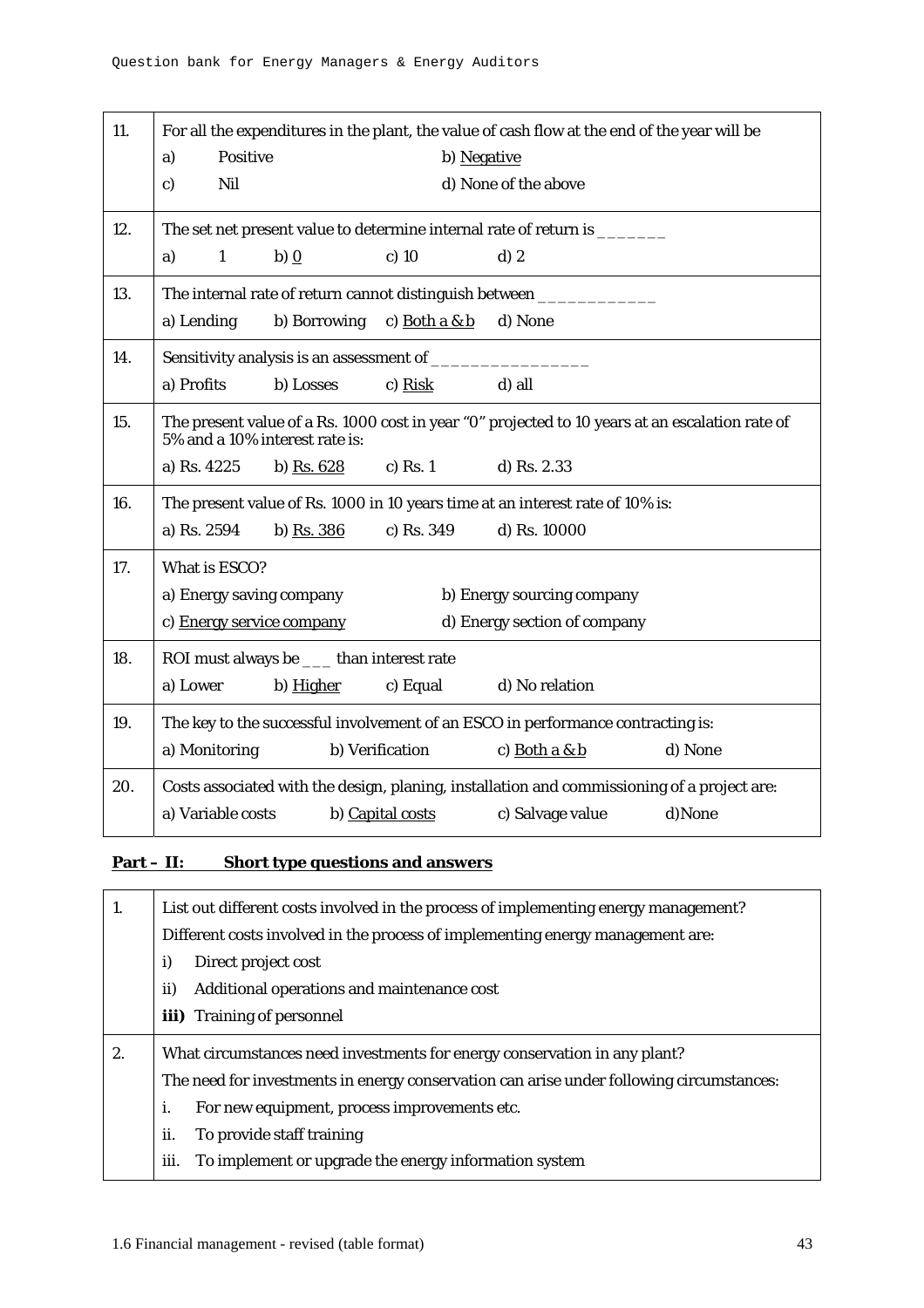| 11. | For all the expenditures in the plant, the value of cash flow at the end of the year will be<br>a) Positive b) <u>Negative</u><br>c) Nil d) None of the above |
|---|---|
| 12. | The set net present value to determine internal rate of return is _______<br>a) 1 b) <u>0</u> c) 10 d) 2 |
| 13. | The internal rate of return cannot distinguish between ____________<br>a) Lending b) Borrowing c) <u>Both a & b</u> d) None |
| 14. | Sensitivity analysis is an assessment of _________________<br>a) Profits b) Losses c) <u>Risk</u> d) all |
| 15. | The present value of a Rs. 1000 cost in year "0" projected to 10 years at an escalation rate of 5% and a 10% interest rate is:<br>a) Rs. 4225 b) <u>Rs. 628</u> c) Rs. 1 d) Rs. 2.33 |
| 16. | The present value of Rs. 1000 in 10 years time at an interest rate of 10% is:<br>a) Rs. 2594 b) <u>Rs. 386</u> c) Rs. 349 d) Rs. 10000 |
| 17. | What is ESCO?<br>a) Energy saving company b) Energy sourcing company<br>c) <u>Energy service company</u> d) Energy section of company |
| 18. | ROI must always be ___ than interest rate<br>a) Lower b) <u>Higher</u> c) Equal d) No relation |
| 19. | The key to the successful involvement of an ESCO in performance contracting is:<br>a) Monitoring b) Verification c) <u>Both a & b</u> d) None |
| 20. | Costs associated with the design, planing, installation and commissioning of a project are:<br>a) Variable costs b) <u>Capital costs</u> c) Salvage value d)None |

**Part – II: Short type questions and answers**

| 1. | List out different costs involved in the process of implementing energy management?<br>Different costs involved in the process of implementing energy management are:<br>i) Direct project cost<br>ii) Additional operations and maintenance cost<br>**iii)** Training of personnel |
|---|---|
| 2. | What circumstances need investments for energy conservation in any plant?<br>The need for investments in energy conservation can arise under following circumstances:<br>i. For new equipment, process improvements etc.<br>ii. To provide staff training<br>iii. To implement or upgrade the energy information system |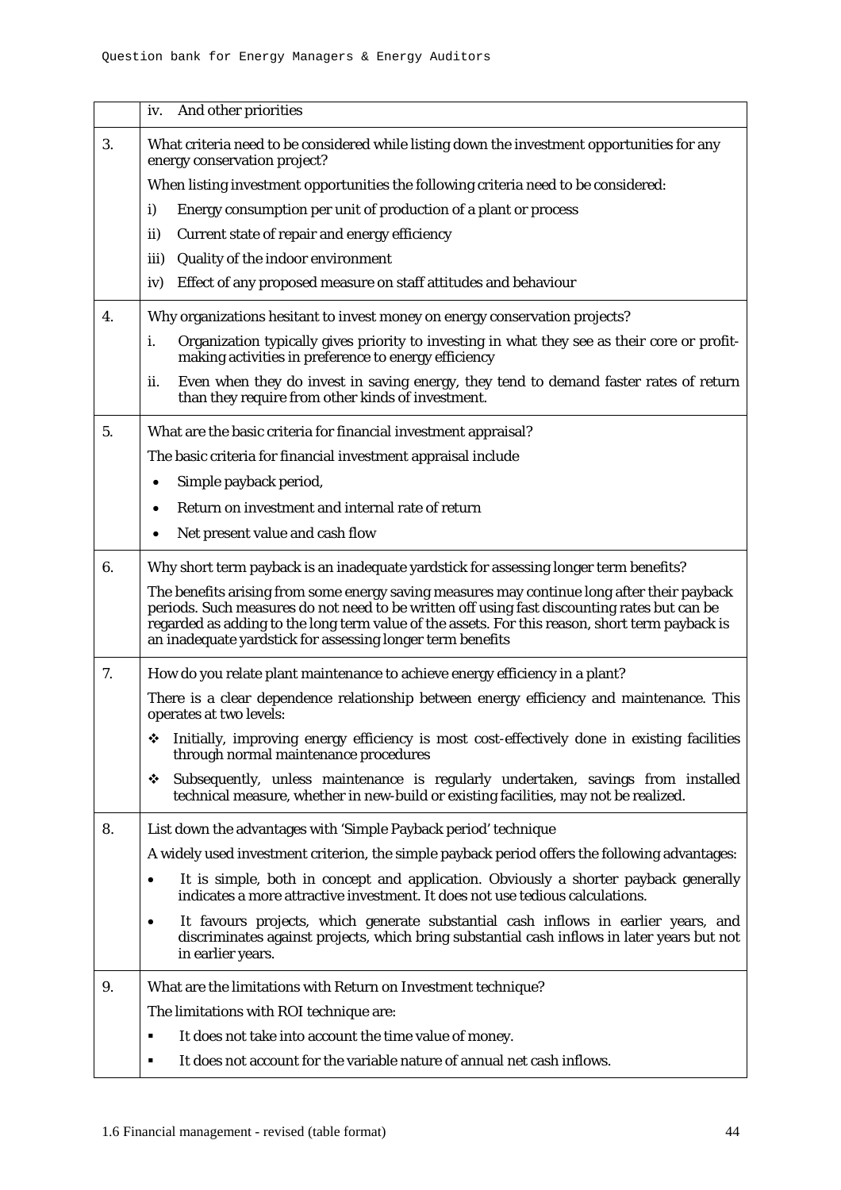| | |
|---|---|
| | iv. And other priorities |
| 3. | What criteria need to be considered while listing down the investment opportunities for any energy conservation project?<br><br>When listing investment opportunities the following criteria need to be considered:<br><br>i) Energy consumption per unit of production of a plant or process<br>ii) Current state of repair and energy efficiency<br>iii) Quality of the indoor environment<br>iv) Effect of any proposed measure on staff attitudes and behaviour |
| 4. | Why organizations hesitant to invest money on energy conservation projects?<br><br>i. Organization typically gives priority to investing in what they see as their core or profit-making activities in preference to energy efficiency<br>ii. Even when they do invest in saving energy, they tend to demand faster rates of return than they require from other kinds of investment. |
| 5. | What are the basic criteria for financial investment appraisal?<br><br>The basic criteria for financial investment appraisal include<br><br>• Simple payback period,<br>• Return on investment and internal rate of return<br>• Net present value and cash flow |
| 6. | Why short term payback is an inadequate yardstick for assessing longer term benefits?<br><br>The benefits arising from some energy saving measures may continue long after their payback periods. Such measures do not need to be written off using fast discounting rates but can be regarded as adding to the long term value of the assets. For this reason, short term payback is an inadequate yardstick for assessing longer term benefits |
| 7. | How do you relate plant maintenance to achieve energy efficiency in a plant?<br><br>There is a clear dependence relationship between energy efficiency and maintenance. This operates at two levels:<br><br>❖ Initially, improving energy efficiency is most cost-effectively done in existing facilities through normal maintenance procedures<br>❖ Subsequently, unless maintenance is regularly undertaken, savings from installed technical measure, whether in new-build or existing facilities, may not be realized. |
| 8. | List down the advantages with 'Simple Payback period' technique<br><br>A widely used investment criterion, the simple payback period offers the following advantages:<br><br>• It is simple, both in concept and application. Obviously a shorter payback generally indicates a more attractive investment. It does not use tedious calculations.<br>• It favours projects, which generate substantial cash inflows in earlier years, and discriminates against projects, which bring substantial cash inflows in later years but not in earlier years. |
| 9. | What are the limitations with Return on Investment technique?<br><br>The limitations with ROI technique are:<br><br>▪ It does not take into account the time value of money.<br>▪ It does not account for the variable nature of annual net cash inflows. |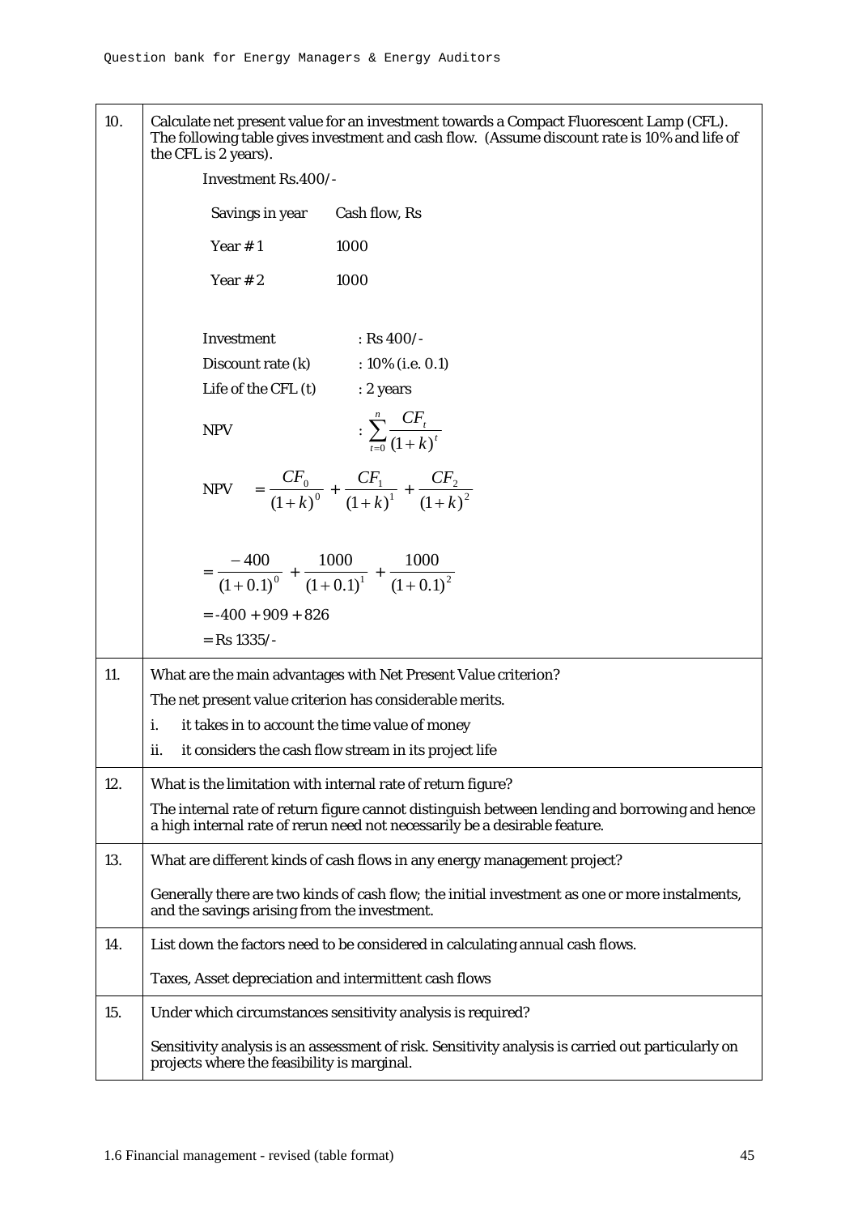| | |
|---|---|
| 10. | Calculate net present value for an investment towards a Compact Fluorescent Lamp (CFL). The following table gives investment and cash flow. (Assume discount rate is 10% and life of the CFL is 2 years). |

Investment Rs.400/-

| Savings in year | Cash flow, Rs |
|---|---|
| Year # 1 | 1000 |
| Year # 2 | 1000 |

Investment : Rs 400/-

Discount rate (k) : 10% (i.e. 0.1)

Life of the CFL (t) : 2 years

NPV : $\sum_{t=0}^{n} \frac{CF_t}{(1+k)^t}$

$$NPV = \frac{CF_0}{(1+k)^0} + \frac{CF_1}{(1+k)^1} + \frac{CF_2}{(1+k)^2}$$

$$= \frac{-400}{(1+0.1)^0} + \frac{1000}{(1+0.1)^1} + \frac{1000}{(1+0.1)^2}$$

= -400 + 909 + 826

= Rs 1335/-

| | |
|---|---|
| 11. | What are the main advantages with Net Present Value criterion?<br>The net present value criterion has considerable merits.<br>i. it takes in to account the time value of money<br>ii. it considers the cash flow stream in its project life |
| 12. | What is the limitation with internal rate of return figure?<br>The internal rate of return figure cannot distinguish between lending and borrowing and hence a high internal rate of rerun need not necessarily be a desirable feature. |
| 13. | What are different kinds of cash flows in any energy management project?<br>Generally there are two kinds of cash flow; the initial investment as one or more instalments, and the savings arising from the investment. |
| 14. | List down the factors need to be considered in calculating annual cash flows.<br>Taxes, Asset depreciation and intermittent cash flows |
| 15. | Under which circumstances sensitivity analysis is required?<br>Sensitivity analysis is an assessment of risk. Sensitivity analysis is carried out particularly on projects where the feasibility is marginal. |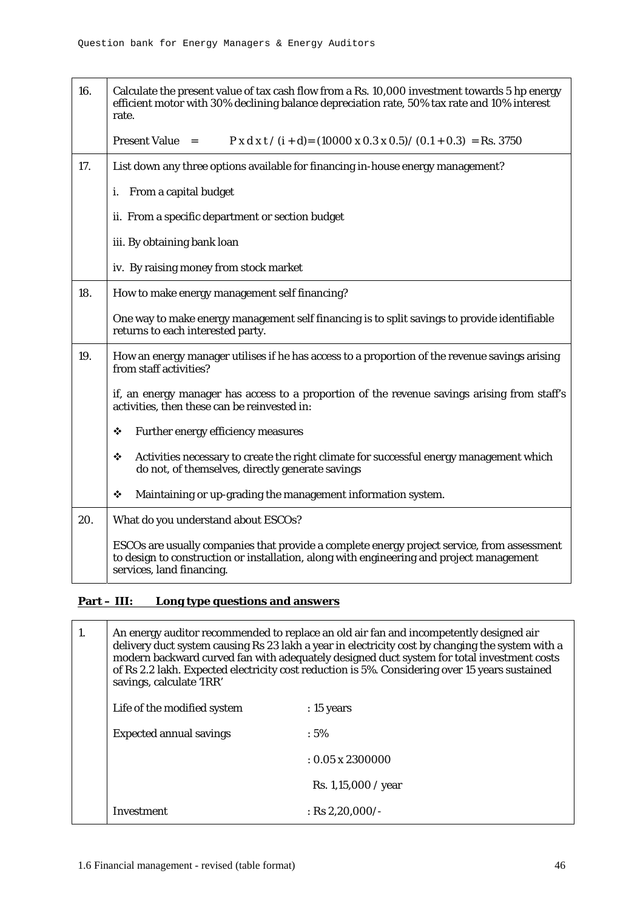| | |
|---|---|
| 16. | Calculate the present value of tax cash flow from a Rs. 10,000 investment towards 5 hp energy efficient motor with 30% declining balance depreciation rate, 50% tax rate and 10% interest rate. |
| | Present Value = P x d x t / (i + d)= (10000 x 0.3 x 0.5)/ (0.1 + 0.3) = Rs. 3750 |
| 17. | List down any three options available for financing in-house energy management? |
| | i. From a capital budget |
| | ii. From a specific department or section budget |
| | iii. By obtaining bank loan |
| | iv. By raising money from stock market |
| 18. | How to make energy management self financing? |
| | One way to make energy management self financing is to split savings to provide identifiable returns to each interested party. |
| 19. | How an energy manager utilises if he has access to a proportion of the revenue savings arising from staff activities? |
| | if, an energy manager has access to a proportion of the revenue savings arising from staff's activities, then these can be reinvested in: |
| | ❖ Further energy efficiency measures |
| | ❖ Activities necessary to create the right climate for successful energy management which do not, of themselves, directly generate savings |
| | ❖ Maintaining or up-grading the management information system. |
| 20. | What do you understand about ESCOs? |
| | ESCOs are usually companies that provide a complete energy project service, from assessment to design to construction or installation, along with engineering and project management services, land financing. |

**Part – III: Long type questions and answers**

| | | |
|---|---|---|
| 1. | An energy auditor recommended to replace an old air fan and incompetently designed air delivery duct system causing Rs 23 lakh a year in electricity cost by changing the system with a modern backward curved fan with adequately designed duct system for total investment costs of Rs 2.2 lakh. Expected electricity cost reduction is 5%. Considering over 15 years sustained savings, calculate 'IRR' | |
| | Life of the modified system | : 15 years |
| | Expected annual savings | : 5% |
| | | : 0.05 x 2300000 |
| | | Rs. 1,15,000 / year |
| | Investment | : Rs 2,20,000/- |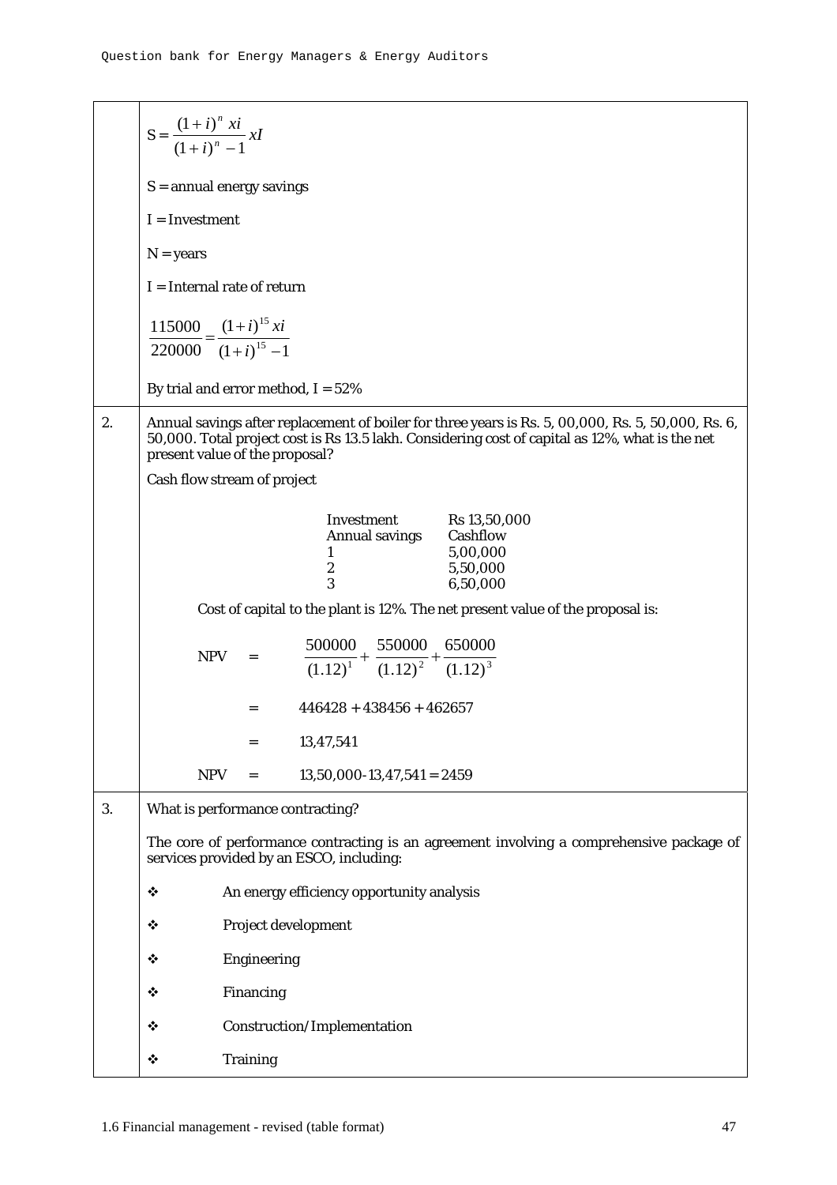$$S = \frac{(1+i)^n \; xi}{(1+i)^n - 1} xI$$

S = annual energy savings

I = Investment

N = years

I = Internal rate of return

$$\frac{115000}{220000} = \frac{(1+i)^{15} \, xi}{(1+i)^{15} - 1}$$

By trial and error method, I = 52%

**2.** Annual savings after replacement of boiler for three years is Rs. 5, 00,000, Rs. 5, 50,000, Rs. 6, 50,000. Total project cost is Rs 13.5 lakh. Considering cost of capital as 12%, what is the net present value of the proposal?

Cash flow stream of project

| Investment | Rs 13,50,000 |
|---|---|
| Annual savings | Cashflow |
| 1 | 5,00,000 |
| 2 | 5,50,000 |
| 3 | 6,50,000 |

Cost of capital to the plant is 12%. The net present value of the proposal is:

$$NPV = \frac{500000}{(1.12)^1} + \frac{550000}{(1.12)^2} + \frac{650000}{(1.12)^3}$$

$$= 446428 + 438456 + 462657$$

$$= 13{,}47{,}541$$

$$NPV = 13{,}50{,}000 - 13{,}47{,}541 = 2459$$

**3.** What is performance contracting?

The core of performance contracting is an agreement involving a comprehensive package of services provided by an ESCO, including:

- An energy efficiency opportunity analysis
- Project development
- Engineering
- Financing
- Construction/Implementation
- Training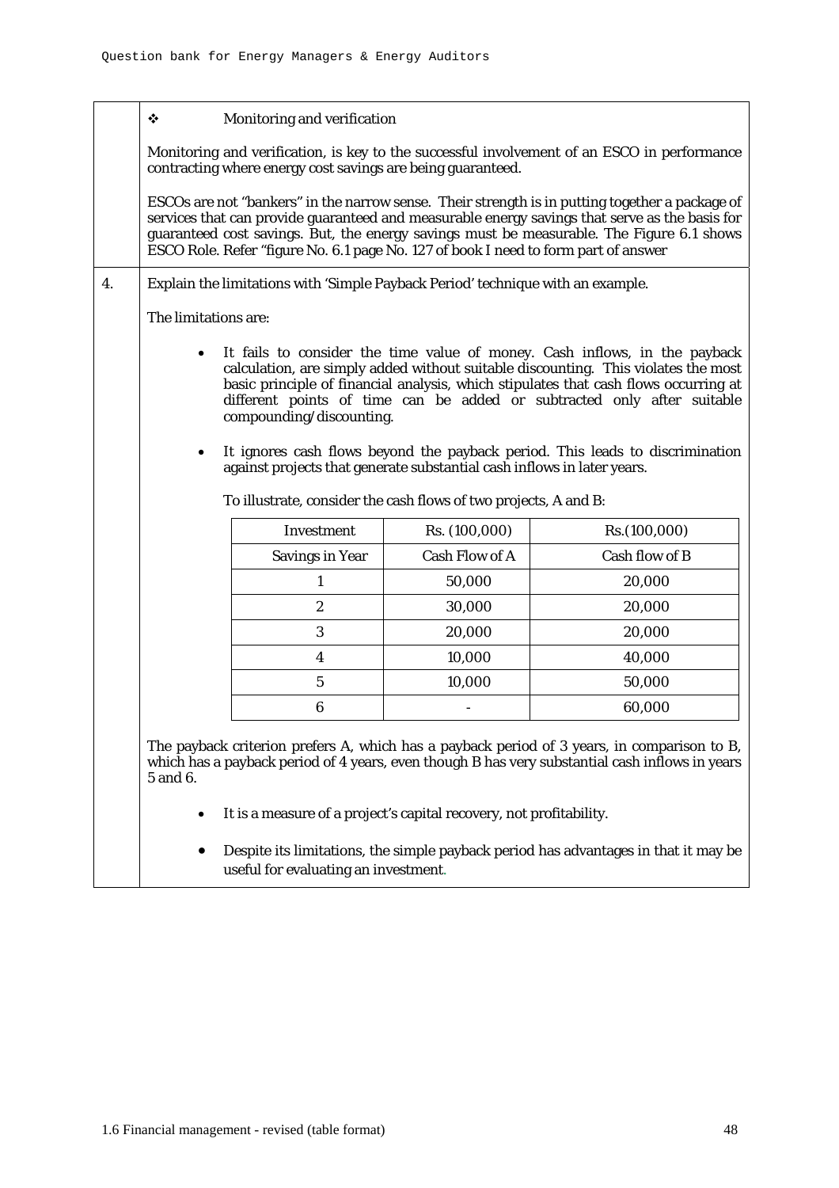- Monitoring and verification

Monitoring and verification, is key to the successful involvement of an ESCO in performance contracting where energy cost savings are being guaranteed.

ESCOs are not “bankers” in the narrow sense. Their strength is in putting together a package of services that can provide guaranteed and measurable energy savings that serve as the basis for guaranteed cost savings. But, the energy savings must be measurable. The Figure 6.1 shows ESCO Role. Refer “figure No. 6.1 page No. 127 of book I need to form part of answer

**4.** Explain the limitations with ‘Simple Payback Period’ technique with an example.

The limitations are:

- It fails to consider the time value of money. Cash inflows, in the payback calculation, are simply added without suitable discounting. This violates the most basic principle of financial analysis, which stipulates that cash flows occurring at different points of time can be added or subtracted only after suitable compounding/discounting.

- It ignores cash flows beyond the payback period. This leads to discrimination against projects that generate substantial cash inflows in later years.

  To illustrate, consider the cash flows of two projects, A and B:

| Investment | Rs. (100,000) | Rs.(100,000) |
|---|---|---|
| Savings in Year | Cash Flow of A | Cash flow of B |
| 1 | 50,000 | 20,000 |
| 2 | 30,000 | 20,000 |
| 3 | 20,000 | 20,000 |
| 4 | 10,000 | 40,000 |
| 5 | 10,000 | 50,000 |
| 6 | - | 60,000 |

The payback criterion prefers A, which has a payback period of 3 years, in comparison to B, which has a payback period of 4 years, even though B has very substantial cash inflows in years 5 and 6.

- It is a measure of a project’s capital recovery, not profitability.

- Despite its limitations, the simple payback period has advantages in that it may be useful for evaluating an investment.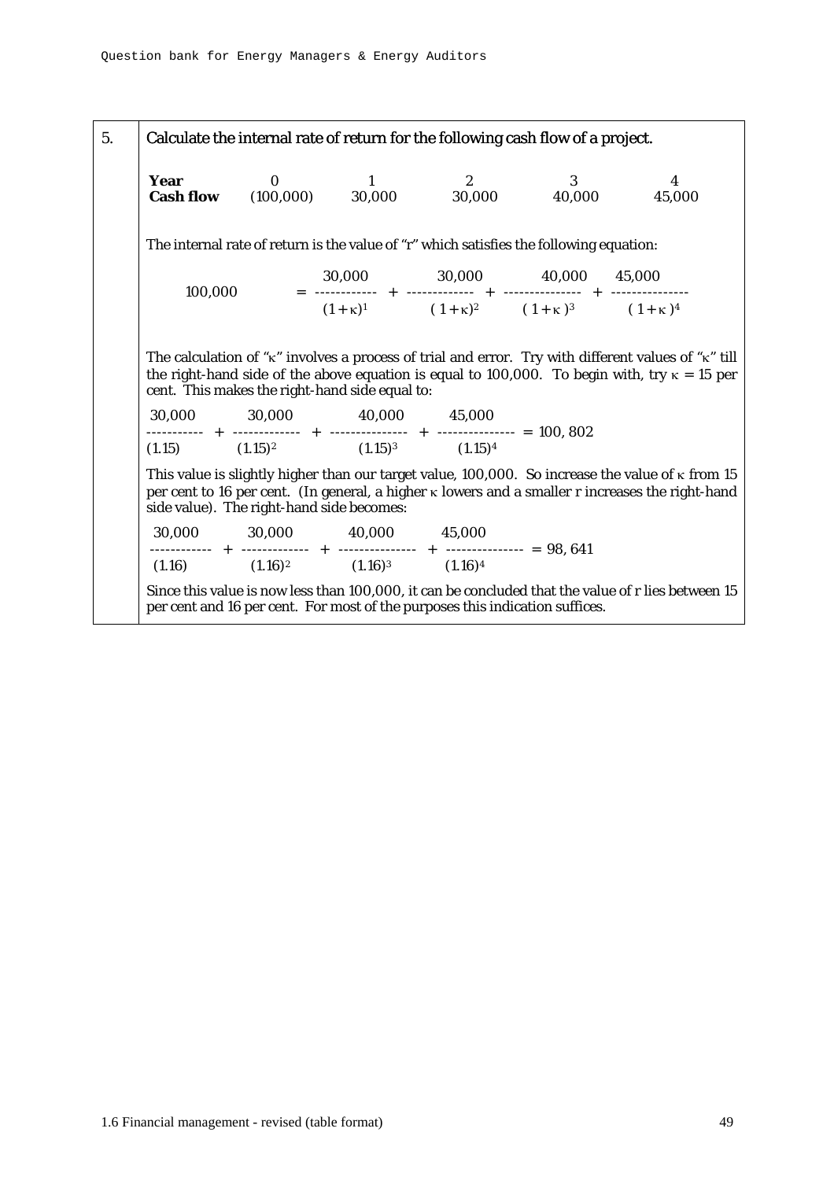5. Calculate the internal rate of return for the following cash flow of a project.

| **Year** | 0 | 1 | 2 | 3 | 4 |
|---|---|---|---|---|---|
| **Cash flow** | (100,000) | 30,000 | 30,000 | 40,000 | 45,000 |

The internal rate of return is the value of "r" which satisfies the following equation:

$$100{,}000 = \frac{30{,}000}{(1+\kappa)^1} + \frac{30{,}000}{(1+\kappa)^2} + \frac{40{,}000}{(1+\kappa)^3} + \frac{45{,}000}{(1+\kappa)^4}$$

The calculation of "κ" involves a process of trial and error. Try with different values of "κ" till the right-hand side of the above equation is equal to 100,000. To begin with, try κ = 15 per cent. This makes the right-hand side equal to:

$$\frac{30{,}000}{(1.15)} + \frac{30{,}000}{(1.15)^2} + \frac{40{,}000}{(1.15)^3} + \frac{45{,}000}{(1.15)^4} = 100{,}802$$

This value is slightly higher than our target value, 100,000. So increase the value of κ from 15 per cent to 16 per cent. (In general, a higher κ lowers and a smaller r increases the right-hand side value). The right-hand side becomes:

$$\frac{30{,}000}{(1.16)} + \frac{30{,}000}{(1.16)^2} + \frac{40{,}000}{(1.16)^3} + \frac{45{,}000}{(1.16)^4} = 98{,}641$$

Since this value is now less than 100,000, it can be concluded that the value of r lies between 15 per cent and 16 per cent. For most of the purposes this indication suffices.